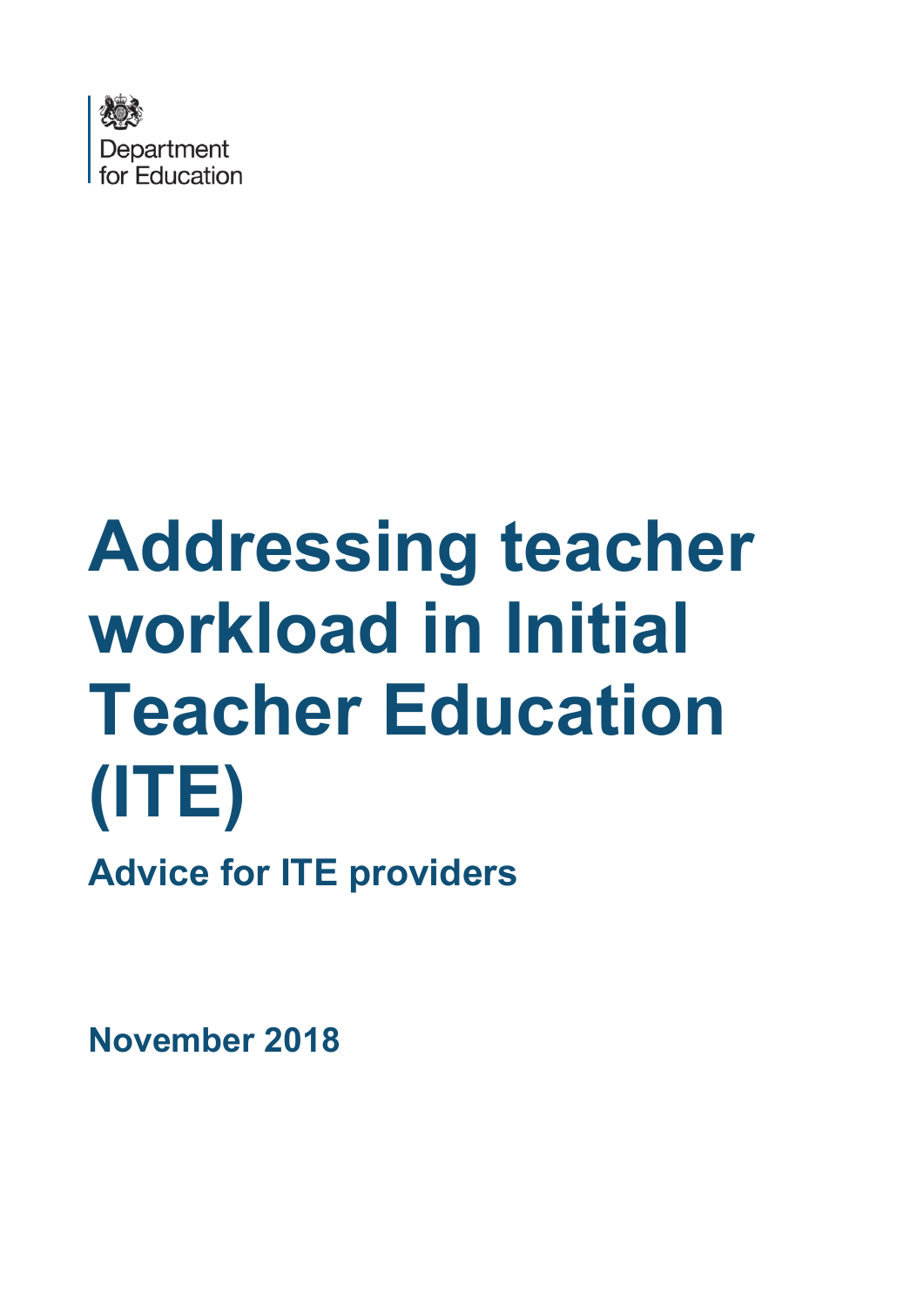Department for Education

# Addressing teacher workload in Initial Teacher Education (ITE)

## Advice for ITE providers

**November 2018**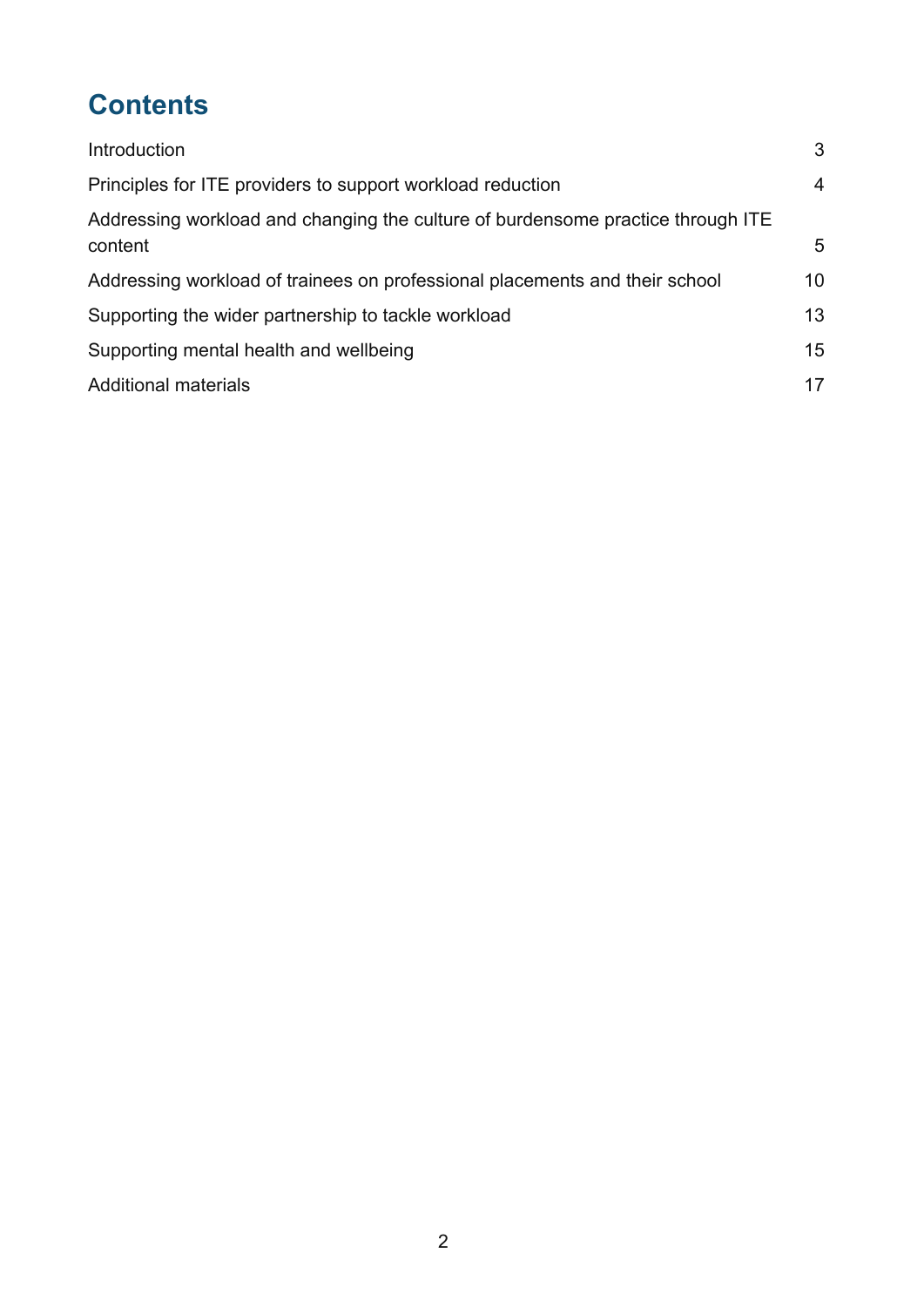# Contents

| | |
|---|---|
| Introduction | 3 |
| Principles for ITE providers to support workload reduction | 4 |
| Addressing workload and changing the culture of burdensome practice through ITE content | 5 |
| Addressing workload of trainees on professional placements and their school | 10 |
| Supporting the wider partnership to tackle workload | 13 |
| Supporting mental health and wellbeing | 15 |
| Additional materials | 17 |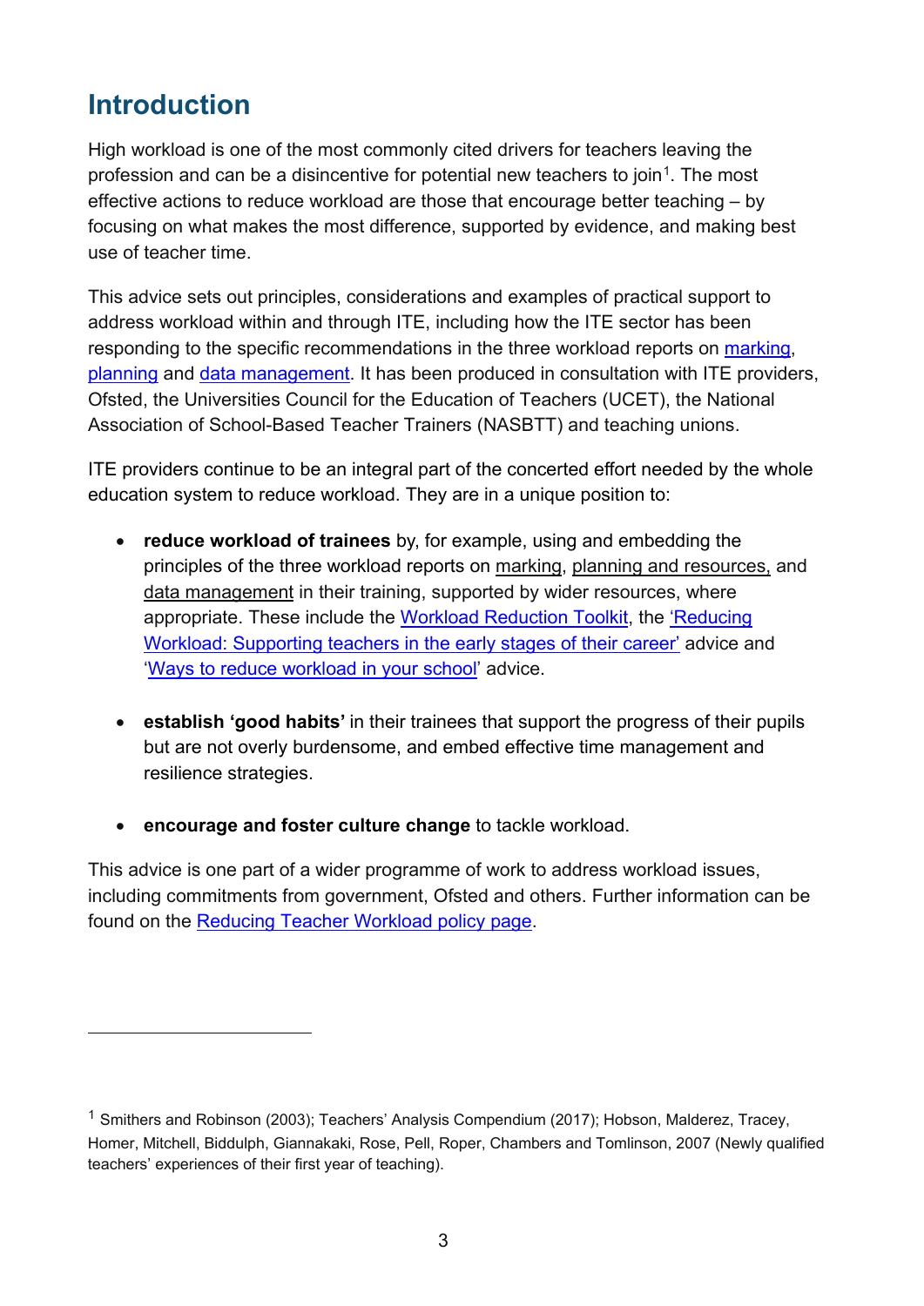## Introduction

High workload is one of the most commonly cited drivers for teachers leaving the profession and can be a disincentive for potential new teachers to join[1]. The most effective actions to reduce workload are those that encourage better teaching – by focusing on what makes the most difference, supported by evidence, and making best use of teacher time.

This advice sets out principles, considerations and examples of practical support to address workload within and through ITE, including how the ITE sector has been responding to the specific recommendations in the three workload reports on marking, planning and data management. It has been produced in consultation with ITE providers, Ofsted, the Universities Council for the Education of Teachers (UCET), the National Association of School-Based Teacher Trainers (NASBTT) and teaching unions.

ITE providers continue to be an integral part of the concerted effort needed by the whole education system to reduce workload. They are in a unique position to:

- **reduce workload of trainees** by, for example, using and embedding the principles of the three workload reports on marking, planning and resources, and data management in their training, supported by wider resources, where appropriate. These include the Workload Reduction Toolkit, the 'Reducing Workload: Supporting teachers in the early stages of their career' advice and 'Ways to reduce workload in your school' advice.

- **establish 'good habits'** in their trainees that support the progress of their pupils but are not overly burdensome, and embed effective time management and resilience strategies.

- **encourage and foster culture change** to tackle workload.

This advice is one part of a wider programme of work to address workload issues, including commitments from government, Ofsted and others. Further information can be found on the Reducing Teacher Workload policy page.

---

[1] Smithers and Robinson (2003); Teachers' Analysis Compendium (2017); Hobson, Malderez, Tracey, Homer, Mitchell, Biddulph, Giannakaki, Rose, Pell, Roper, Chambers and Tomlinson, 2007 (Newly qualified teachers' experiences of their first year of teaching).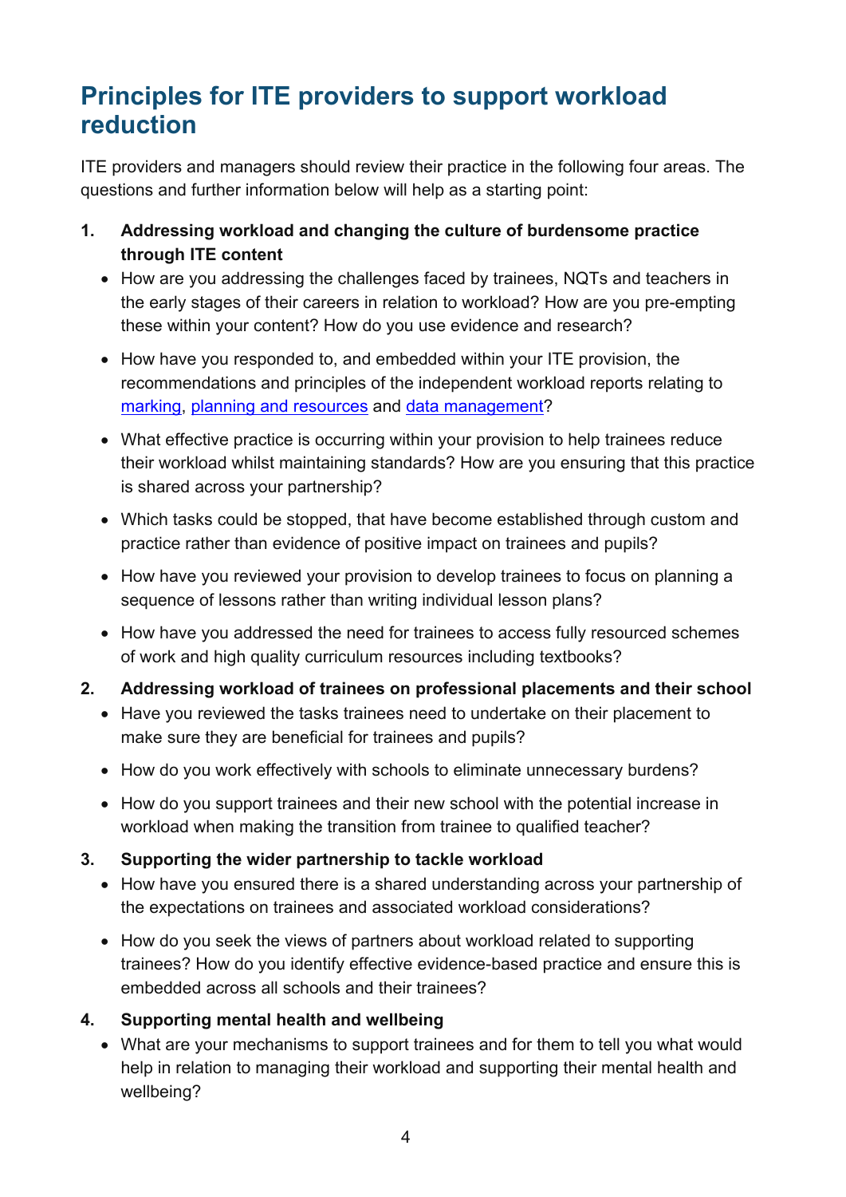## Principles for ITE providers to support workload reduction

ITE providers and managers should review their practice in the following four areas. The questions and further information below will help as a starting point:

1. **Addressing workload and changing the culture of burdensome practice through ITE content**
   - How are you addressing the challenges faced by trainees, NQTs and teachers in the early stages of their careers in relation to workload? How are you pre-empting these within your content? How do you use evidence and research?
   - How have you responded to, and embedded within your ITE provision, the recommendations and principles of the independent workload reports relating to marking, planning and resources and data management?
   - What effective practice is occurring within your provision to help trainees reduce their workload whilst maintaining standards? How are you ensuring that this practice is shared across your partnership?
   - Which tasks could be stopped, that have become established through custom and practice rather than evidence of positive impact on trainees and pupils?
   - How have you reviewed your provision to develop trainees to focus on planning a sequence of lessons rather than writing individual lesson plans?
   - How have you addressed the need for trainees to access fully resourced schemes of work and high quality curriculum resources including textbooks?

2. **Addressing workload of trainees on professional placements and their school**
   - Have you reviewed the tasks trainees need to undertake on their placement to make sure they are beneficial for trainees and pupils?
   - How do you work effectively with schools to eliminate unnecessary burdens?
   - How do you support trainees and their new school with the potential increase in workload when making the transition from trainee to qualified teacher?

3. **Supporting the wider partnership to tackle workload**
   - How have you ensured there is a shared understanding across your partnership of the expectations on trainees and associated workload considerations?
   - How do you seek the views of partners about workload related to supporting trainees? How do you identify effective evidence-based practice and ensure this is embedded across all schools and their trainees?

4. **Supporting mental health and wellbeing**
   - What are your mechanisms to support trainees and for them to tell you what would help in relation to managing their workload and supporting their mental health and wellbeing?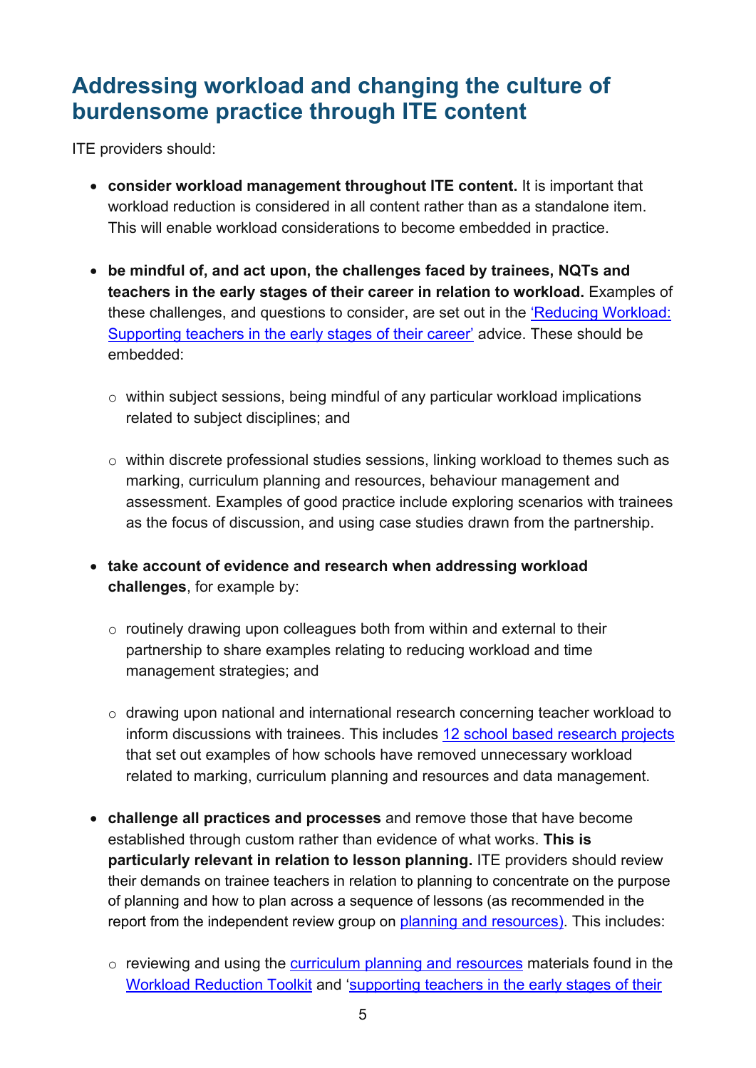## Addressing workload and changing the culture of burdensome practice through ITE content

ITE providers should:

- **consider workload management throughout ITE content.** It is important that workload reduction is considered in all content rather than as a standalone item. This will enable workload considerations to become embedded in practice.

- **be mindful of, and act upon, the challenges faced by trainees, NQTs and teachers in the early stages of their career in relation to workload.** Examples of these challenges, and questions to consider, are set out in the 'Reducing Workload: Supporting teachers in the early stages of their career' advice. These should be embedded:

  - within subject sessions, being mindful of any particular workload implications related to subject disciplines; and

  - within discrete professional studies sessions, linking workload to themes such as marking, curriculum planning and resources, behaviour management and assessment. Examples of good practice include exploring scenarios with trainees as the focus of discussion, and using case studies drawn from the partnership.

- **take account of evidence and research when addressing workload challenges**, for example by:

  - routinely drawing upon colleagues both from within and external to their partnership to share examples relating to reducing workload and time management strategies; and

  - drawing upon national and international research concerning teacher workload to inform discussions with trainees. This includes 12 school based research projects that set out examples of how schools have removed unnecessary workload related to marking, curriculum planning and resources and data management.

- **challenge all practices and processes** and remove those that have become established through custom rather than evidence of what works. **This is particularly relevant in relation to lesson planning.** ITE providers should review their demands on trainee teachers in relation to planning to concentrate on the purpose of planning and how to plan across a sequence of lessons (as recommended in the report from the independent review group on planning and resources). This includes:

  - reviewing and using the curriculum planning and resources materials found in the Workload Reduction Toolkit and 'supporting teachers in the early stages of their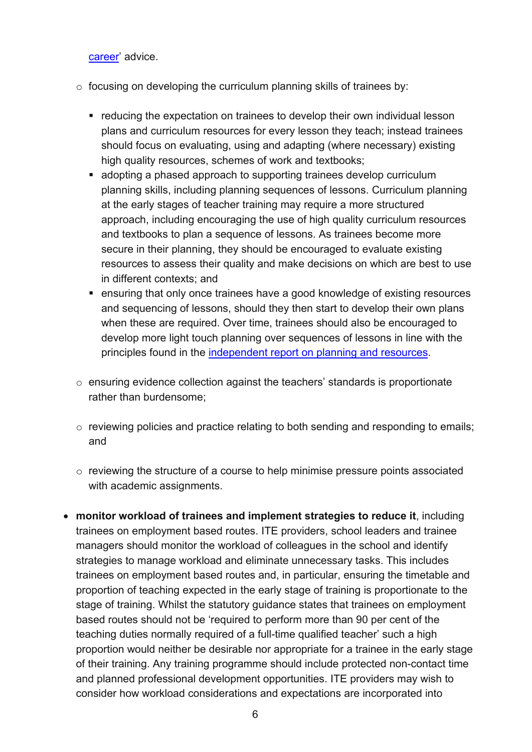career' advice.

  - focusing on developing the curriculum planning skills of trainees by:

    - reducing the expectation on trainees to develop their own individual lesson plans and curriculum resources for every lesson they teach; instead trainees should focus on evaluating, using and adapting (where necessary) existing high quality resources, schemes of work and textbooks;
    - adopting a phased approach to supporting trainees develop curriculum planning skills, including planning sequences of lessons. Curriculum planning at the early stages of teacher training may require a more structured approach, including encouraging the use of high quality curriculum resources and textbooks to plan a sequence of lessons. As trainees become more secure in their planning, they should be encouraged to evaluate existing resources to assess their quality and make decisions on which are best to use in different contexts; and
    - ensuring that only once trainees have a good knowledge of existing resources and sequencing of lessons, should they then start to develop their own plans when these are required. Over time, trainees should also be encouraged to develop more light touch planning over sequences of lessons in line with the principles found in the independent report on planning and resources.

  - ensuring evidence collection against the teachers' standards is proportionate rather than burdensome;

  - reviewing policies and practice relating to both sending and responding to emails; and

  - reviewing the structure of a course to help minimise pressure points associated with academic assignments.

- **monitor workload of trainees and implement strategies to reduce it**, including trainees on employment based routes. ITE providers, school leaders and trainee managers should monitor the workload of colleagues in the school and identify strategies to manage workload and eliminate unnecessary tasks. This includes trainees on employment based routes and, in particular, ensuring the timetable and proportion of teaching expected in the early stage of training is proportionate to the stage of training. Whilst the statutory guidance states that trainees on employment based routes should not be 'required to perform more than 90 per cent of the teaching duties normally required of a full-time qualified teacher' such a high proportion would neither be desirable nor appropriate for a trainee in the early stage of their training. Any training programme should include protected non-contact time and planned professional development opportunities. ITE providers may wish to consider how workload considerations and expectations are incorporated into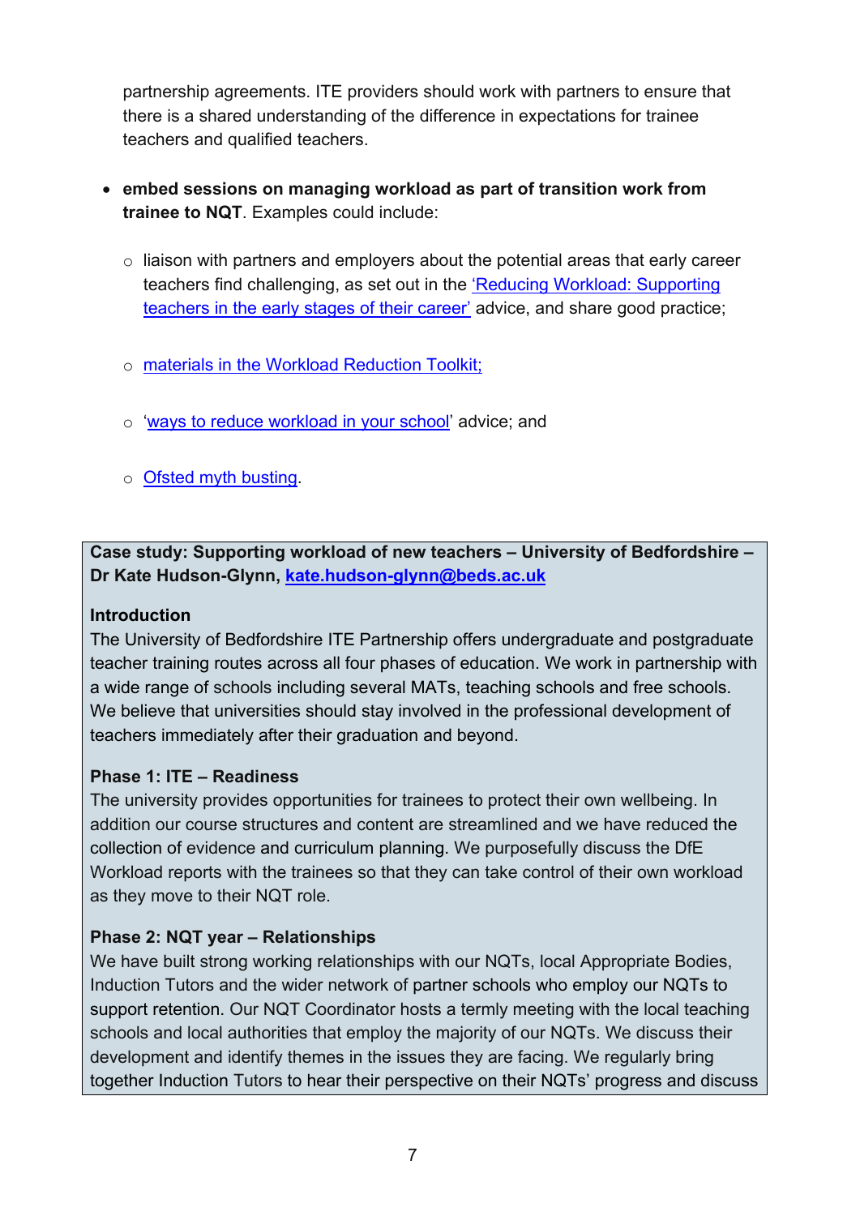partnership agreements. ITE providers should work with partners to ensure that there is a shared understanding of the difference in expectations for trainee teachers and qualified teachers.

- **embed sessions on managing workload as part of transition work from trainee to NQT**. Examples could include:
    - liaison with partners and employers about the potential areas that early career teachers find challenging, as set out in the 'Reducing Workload: Supporting teachers in the early stages of their career' advice, and share good practice;
    - materials in the Workload Reduction Toolkit;
    - 'ways to reduce workload in your school' advice; and
    - Ofsted myth busting.

**Case study: Supporting workload of new teachers – University of Bedfordshire – Dr Kate Hudson-Glynn, kate.hudson-glynn@beds.ac.uk**

**Introduction**
The University of Bedfordshire ITE Partnership offers undergraduate and postgraduate teacher training routes across all four phases of education. We work in partnership with a wide range of schools including several MATs, teaching schools and free schools. We believe that universities should stay involved in the professional development of teachers immediately after their graduation and beyond.

**Phase 1: ITE – Readiness**
The university provides opportunities for trainees to protect their own wellbeing. In addition our course structures and content are streamlined and we have reduced the collection of evidence and curriculum planning. We purposefully discuss the DfE Workload reports with the trainees so that they can take control of their own workload as they move to their NQT role.

**Phase 2: NQT year – Relationships**
We have built strong working relationships with our NQTs, local Appropriate Bodies, Induction Tutors and the wider network of partner schools who employ our NQTs to support retention. Our NQT Coordinator hosts a termly meeting with the local teaching schools and local authorities that employ the majority of our NQTs. We discuss their development and identify themes in the issues they are facing. We regularly bring together Induction Tutors to hear their perspective on their NQTs' progress and discuss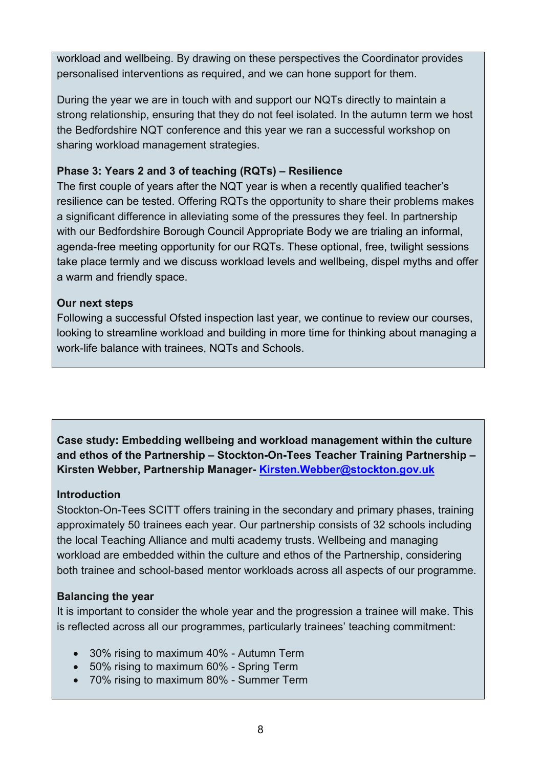workload and wellbeing. By drawing on these perspectives the Coordinator provides personalised interventions as required, and we can hone support for them.

During the year we are in touch with and support our NQTs directly to maintain a strong relationship, ensuring that they do not feel isolated. In the autumn term we host the Bedfordshire NQT conference and this year we ran a successful workshop on sharing workload management strategies.

**Phase 3: Years 2 and 3 of teaching (RQTs) – Resilience**

The first couple of years after the NQT year is when a recently qualified teacher's resilience can be tested. Offering RQTs the opportunity to share their problems makes a significant difference in alleviating some of the pressures they feel. In partnership with our Bedfordshire Borough Council Appropriate Body we are trialing an informal, agenda-free meeting opportunity for our RQTs. These optional, free, twilight sessions take place termly and we discuss workload levels and wellbeing, dispel myths and offer a warm and friendly space.

**Our next steps**

Following a successful Ofsted inspection last year, we continue to review our courses, looking to streamline workload and building in more time for thinking about managing a work-life balance with trainees, NQTs and Schools.

**Case study: Embedding wellbeing and workload management within the culture and ethos of the Partnership – Stockton-On-Tees Teacher Training Partnership – Kirsten Webber, Partnership Manager- [Kirsten.Webber@stockton.gov.uk](mailto:Kirsten.Webber@stockton.gov.uk)**

**Introduction**

Stockton-On-Tees SCITT offers training in the secondary and primary phases, training approximately 50 trainees each year. Our partnership consists of 32 schools including the local Teaching Alliance and multi academy trusts. Wellbeing and managing workload are embedded within the culture and ethos of the Partnership, considering both trainee and school-based mentor workloads across all aspects of our programme.

**Balancing the year**

It is important to consider the whole year and the progression a trainee will make. This is reflected across all our programmes, particularly trainees' teaching commitment:

- 30% rising to maximum 40% - Autumn Term
- 50% rising to maximum 60% - Spring Term
- 70% rising to maximum 80% - Summer Term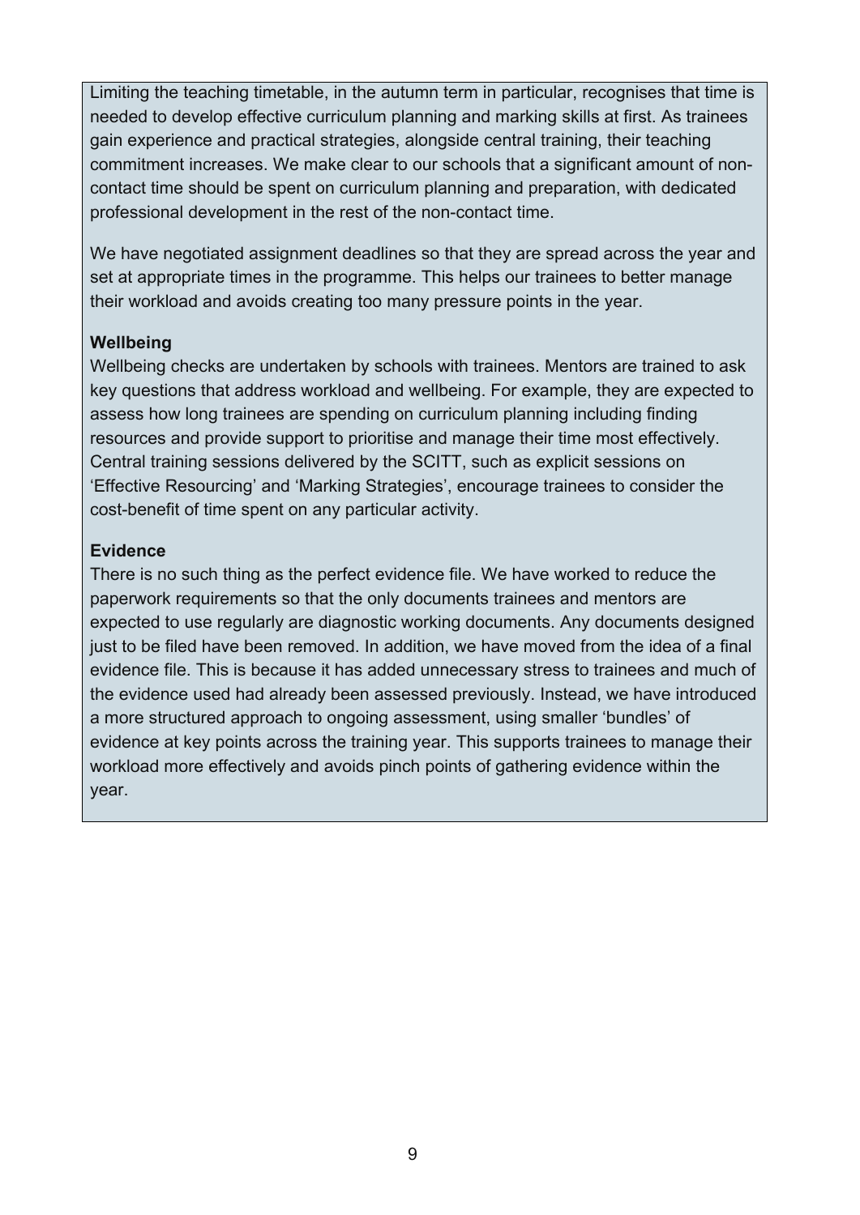Limiting the teaching timetable, in the autumn term in particular, recognises that time is needed to develop effective curriculum planning and marking skills at first. As trainees gain experience and practical strategies, alongside central training, their teaching commitment increases. We make clear to our schools that a significant amount of non-contact time should be spent on curriculum planning and preparation, with dedicated professional development in the rest of the non-contact time.

We have negotiated assignment deadlines so that they are spread across the year and set at appropriate times in the programme. This helps our trainees to better manage their workload and avoids creating too many pressure points in the year.

**Wellbeing**

Wellbeing checks are undertaken by schools with trainees. Mentors are trained to ask key questions that address workload and wellbeing. For example, they are expected to assess how long trainees are spending on curriculum planning including finding resources and provide support to prioritise and manage their time most effectively. Central training sessions delivered by the SCITT, such as explicit sessions on 'Effective Resourcing' and 'Marking Strategies', encourage trainees to consider the cost-benefit of time spent on any particular activity.

**Evidence**

There is no such thing as the perfect evidence file. We have worked to reduce the paperwork requirements so that the only documents trainees and mentors are expected to use regularly are diagnostic working documents. Any documents designed just to be filed have been removed. In addition, we have moved from the idea of a final evidence file. This is because it has added unnecessary stress to trainees and much of the evidence used had already been assessed previously. Instead, we have introduced a more structured approach to ongoing assessment, using smaller 'bundles' of evidence at key points across the training year. This supports trainees to manage their workload more effectively and avoids pinch points of gathering evidence within the year.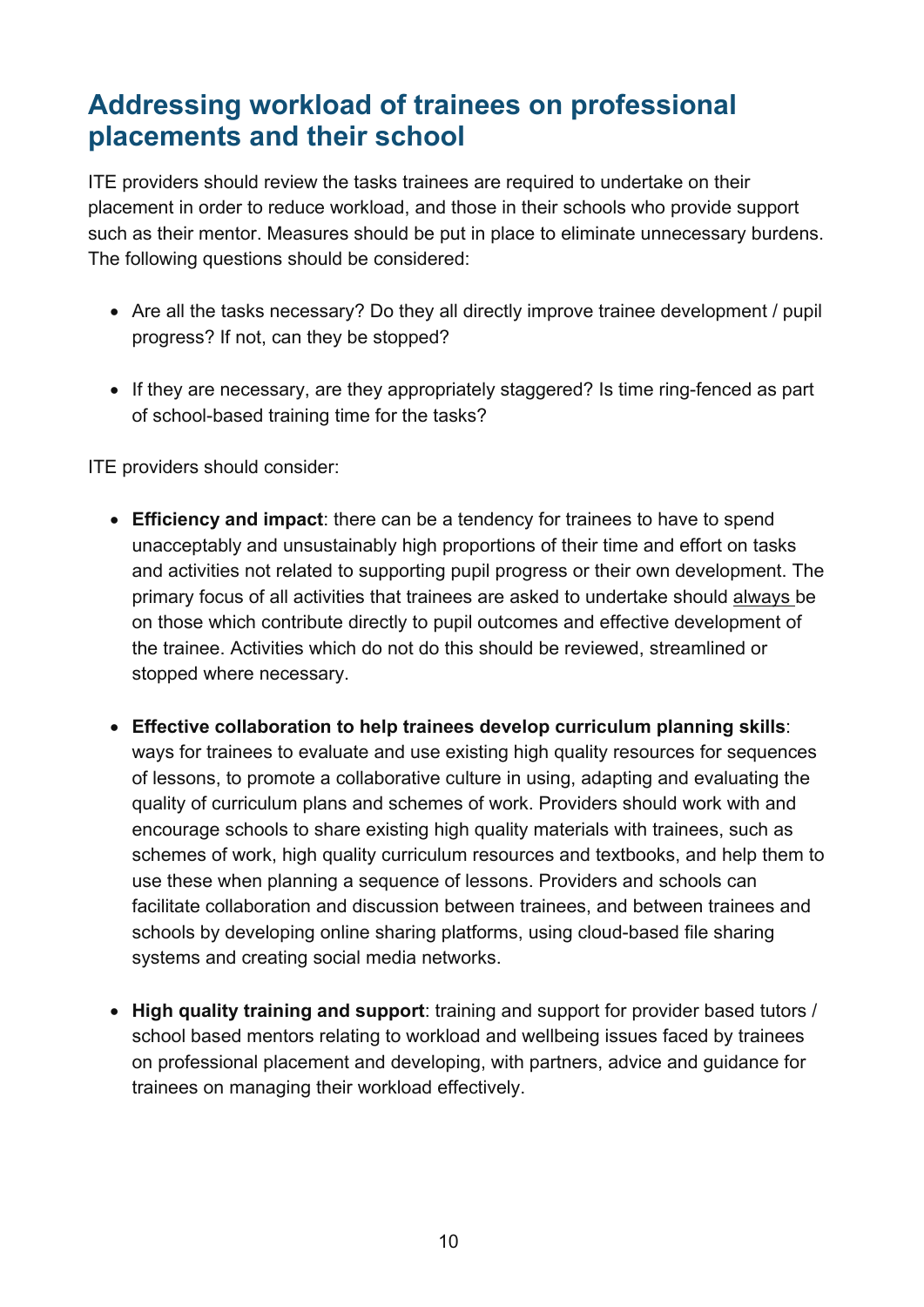## Addressing workload of trainees on professional placements and their school

ITE providers should review the tasks trainees are required to undertake on their placement in order to reduce workload, and those in their schools who provide support such as their mentor. Measures should be put in place to eliminate unnecessary burdens. The following questions should be considered:

- Are all the tasks necessary? Do they all directly improve trainee development / pupil progress? If not, can they be stopped?
- If they are necessary, are they appropriately staggered? Is time ring-fenced as part of school-based training time for the tasks?

ITE providers should consider:

- **Efficiency and impact**: there can be a tendency for trainees to have to spend unacceptably and unsustainably high proportions of their time and effort on tasks and activities not related to supporting pupil progress or their own development. The primary focus of all activities that trainees are asked to undertake should always be on those which contribute directly to pupil outcomes and effective development of the trainee. Activities which do not do this should be reviewed, streamlined or stopped where necessary.
- **Effective collaboration to help trainees develop curriculum planning skills**: ways for trainees to evaluate and use existing high quality resources for sequences of lessons, to promote a collaborative culture in using, adapting and evaluating the quality of curriculum plans and schemes of work. Providers should work with and encourage schools to share existing high quality materials with trainees, such as schemes of work, high quality curriculum resources and textbooks, and help them to use these when planning a sequence of lessons. Providers and schools can facilitate collaboration and discussion between trainees, and between trainees and schools by developing online sharing platforms, using cloud-based file sharing systems and creating social media networks.
- **High quality training and support**: training and support for provider based tutors / school based mentors relating to workload and wellbeing issues faced by trainees on professional placement and developing, with partners, advice and guidance for trainees on managing their workload effectively.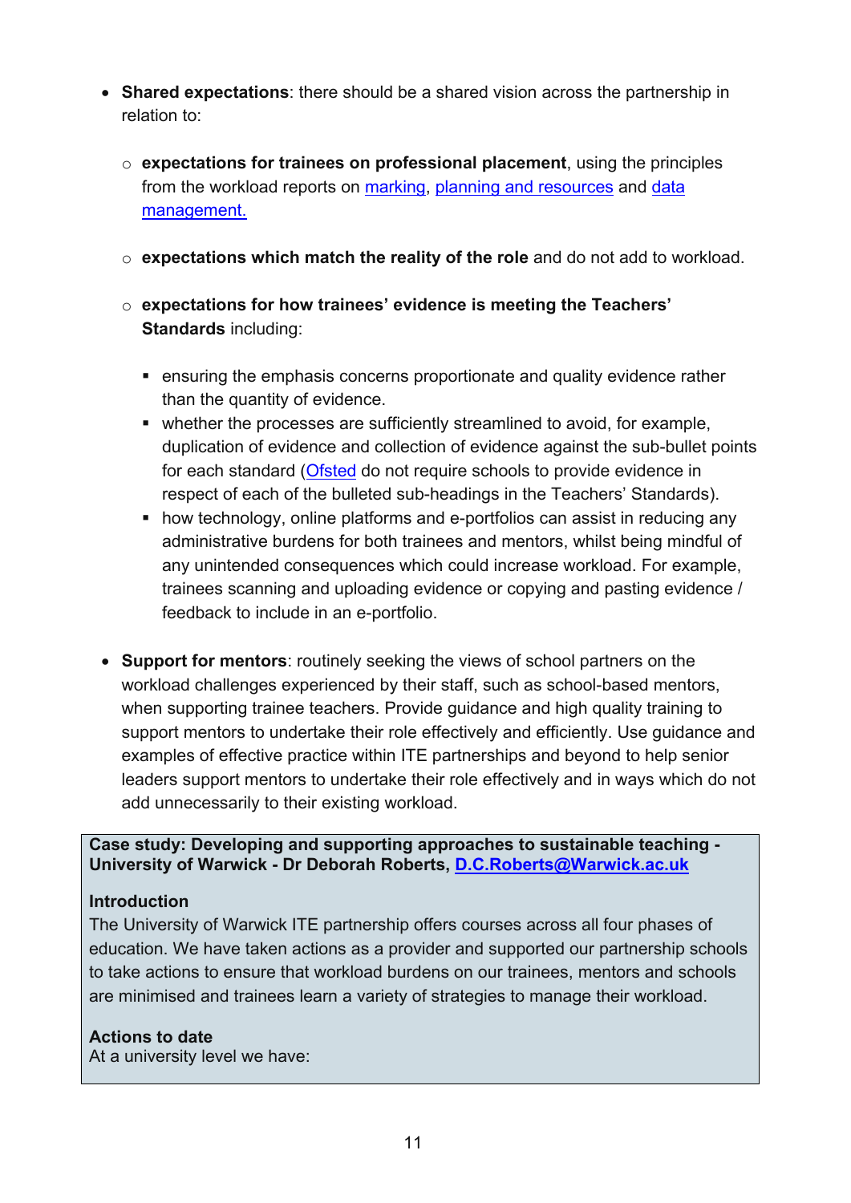- **Shared expectations**: there should be a shared vision across the partnership in relation to:

    - **expectations for trainees on professional placement**, using the principles from the workload reports on [marking](), [planning and resources]() and [data management.]()

    - **expectations which match the reality of the role** and do not add to workload.

    - **expectations for how trainees' evidence is meeting the Teachers' Standards** including:

        - ensuring the emphasis concerns proportionate and quality evidence rather than the quantity of evidence.
        - whether the processes are sufficiently streamlined to avoid, for example, duplication of evidence and collection of evidence against the sub-bullet points for each standard ([Ofsted]() do not require schools to provide evidence in respect of each of the bulleted sub-headings in the Teachers' Standards).
        - how technology, online platforms and e-portfolios can assist in reducing any administrative burdens for both trainees and mentors, whilst being mindful of any unintended consequences which could increase workload. For example, trainees scanning and uploading evidence or copying and pasting evidence / feedback to include in an e-portfolio.

- **Support for mentors**: routinely seeking the views of school partners on the workload challenges experienced by their staff, such as school-based mentors, when supporting trainee teachers. Provide guidance and high quality training to support mentors to undertake their role effectively and efficiently. Use guidance and examples of effective practice within ITE partnerships and beyond to help senior leaders support mentors to undertake their role effectively and in ways which do not add unnecessarily to their existing workload.

**Case study: Developing and supporting approaches to sustainable teaching - University of Warwick - Dr Deborah Roberts, [D.C.Roberts@Warwick.ac.uk](mailto:D.C.Roberts@Warwick.ac.uk)**

**Introduction**

The University of Warwick ITE partnership offers courses across all four phases of education. We have taken actions as a provider and supported our partnership schools to take actions to ensure that workload burdens on our trainees, mentors and schools are minimised and trainees learn a variety of strategies to manage their workload.

**Actions to date**

At a university level we have: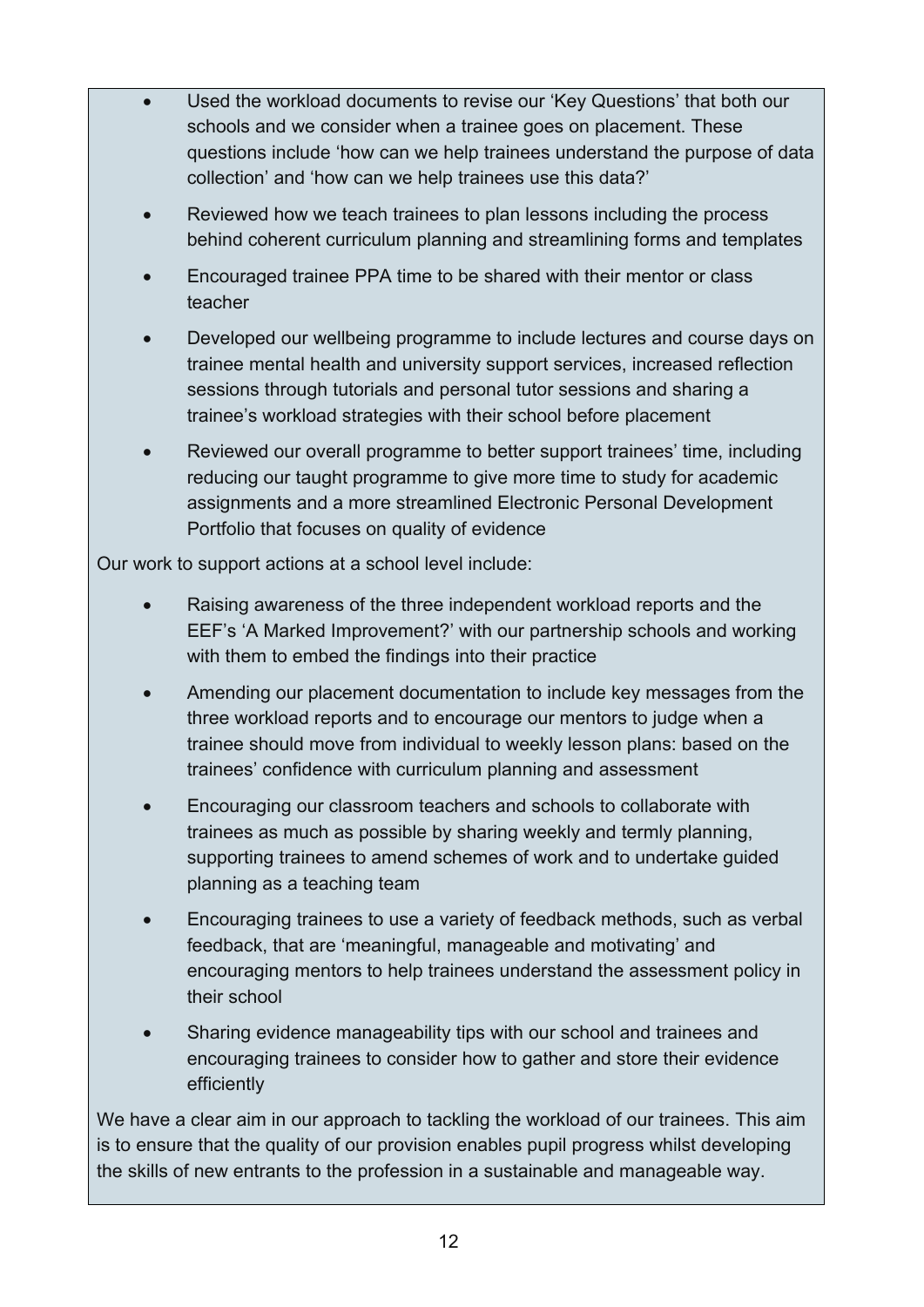- Used the workload documents to revise our 'Key Questions' that both our schools and we consider when a trainee goes on placement. These questions include 'how can we help trainees understand the purpose of data collection' and 'how can we help trainees use this data?'
- Reviewed how we teach trainees to plan lessons including the process behind coherent curriculum planning and streamlining forms and templates
- Encouraged trainee PPA time to be shared with their mentor or class teacher
- Developed our wellbeing programme to include lectures and course days on trainee mental health and university support services, increased reflection sessions through tutorials and personal tutor sessions and sharing a trainee's workload strategies with their school before placement
- Reviewed our overall programme to better support trainees' time, including reducing our taught programme to give more time to study for academic assignments and a more streamlined Electronic Personal Development Portfolio that focuses on quality of evidence

Our work to support actions at a school level include:

- Raising awareness of the three independent workload reports and the EEF's 'A Marked Improvement?' with our partnership schools and working with them to embed the findings into their practice
- Amending our placement documentation to include key messages from the three workload reports and to encourage our mentors to judge when a trainee should move from individual to weekly lesson plans: based on the trainees' confidence with curriculum planning and assessment
- Encouraging our classroom teachers and schools to collaborate with trainees as much as possible by sharing weekly and termly planning, supporting trainees to amend schemes of work and to undertake guided planning as a teaching team
- Encouraging trainees to use a variety of feedback methods, such as verbal feedback, that are 'meaningful, manageable and motivating' and encouraging mentors to help trainees understand the assessment policy in their school
- Sharing evidence manageability tips with our school and trainees and encouraging trainees to consider how to gather and store their evidence efficiently

We have a clear aim in our approach to tackling the workload of our trainees. This aim is to ensure that the quality of our provision enables pupil progress whilst developing the skills of new entrants to the profession in a sustainable and manageable way.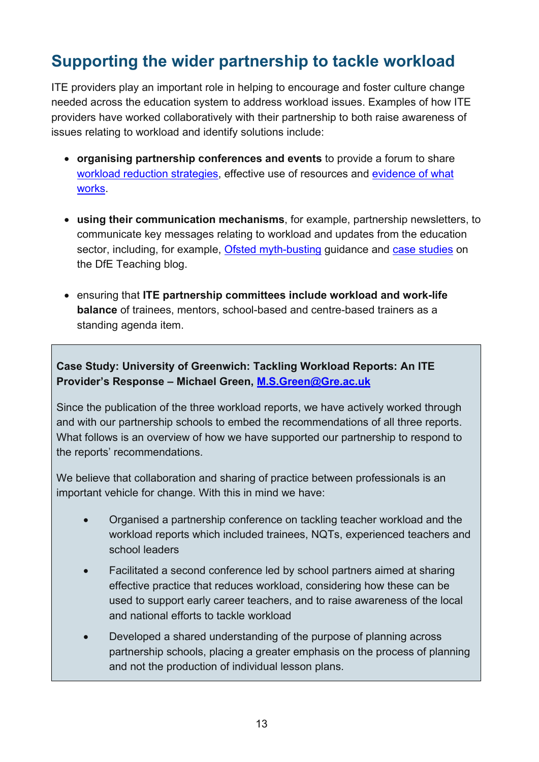## Supporting the wider partnership to tackle workload

ITE providers play an important role in helping to encourage and foster culture change needed across the education system to address workload issues. Examples of how ITE providers have worked collaboratively with their partnership to both raise awareness of issues relating to workload and identify solutions include:

- **organising partnership conferences and events** to provide a forum to share workload reduction strategies, effective use of resources and evidence of what works.
- **using their communication mechanisms**, for example, partnership newsletters, to communicate key messages relating to workload and updates from the education sector, including, for example, Ofsted myth-busting guidance and case studies on the DfE Teaching blog.
- ensuring that **ITE partnership committees include workload and work-life balance** of trainees, mentors, school-based and centre-based trainers as a standing agenda item.

**Case Study: University of Greenwich: Tackling Workload Reports: An ITE Provider's Response – Michael Green, M.S.Green@Gre.ac.uk**

Since the publication of the three workload reports, we have actively worked through and with our partnership schools to embed the recommendations of all three reports. What follows is an overview of how we have supported our partnership to respond to the reports' recommendations.

We believe that collaboration and sharing of practice between professionals is an important vehicle for change. With this in mind we have:

- Organised a partnership conference on tackling teacher workload and the workload reports which included trainees, NQTs, experienced teachers and school leaders
- Facilitated a second conference led by school partners aimed at sharing effective practice that reduces workload, considering how these can be used to support early career teachers, and to raise awareness of the local and national efforts to tackle workload
- Developed a shared understanding of the purpose of planning across partnership schools, placing a greater emphasis on the process of planning and not the production of individual lesson plans.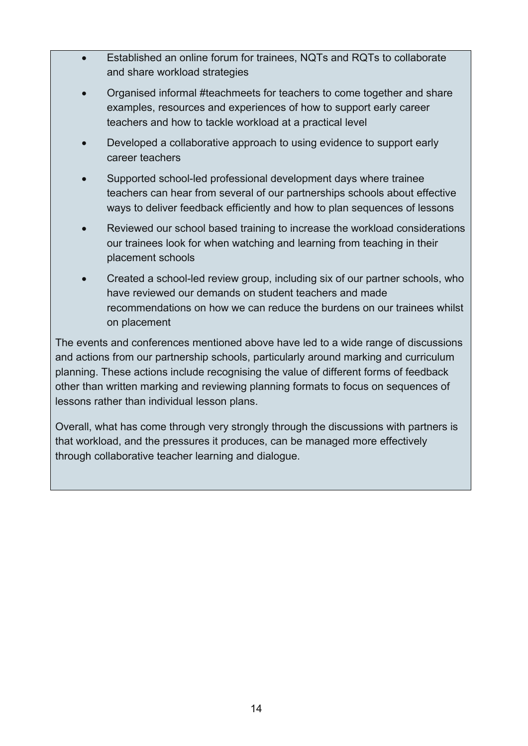- Established an online forum for trainees, NQTs and RQTs to collaborate and share workload strategies
- Organised informal #teachmeets for teachers to come together and share examples, resources and experiences of how to support early career teachers and how to tackle workload at a practical level
- Developed a collaborative approach to using evidence to support early career teachers
- Supported school-led professional development days where trainee teachers can hear from several of our partnerships schools about effective ways to deliver feedback efficiently and how to plan sequences of lessons
- Reviewed our school based training to increase the workload considerations our trainees look for when watching and learning from teaching in their placement schools
- Created a school-led review group, including six of our partner schools, who have reviewed our demands on student teachers and made recommendations on how we can reduce the burdens on our trainees whilst on placement

The events and conferences mentioned above have led to a wide range of discussions and actions from our partnership schools, particularly around marking and curriculum planning. These actions include recognising the value of different forms of feedback other than written marking and reviewing planning formats to focus on sequences of lessons rather than individual lesson plans.

Overall, what has come through very strongly through the discussions with partners is that workload, and the pressures it produces, can be managed more effectively through collaborative teacher learning and dialogue.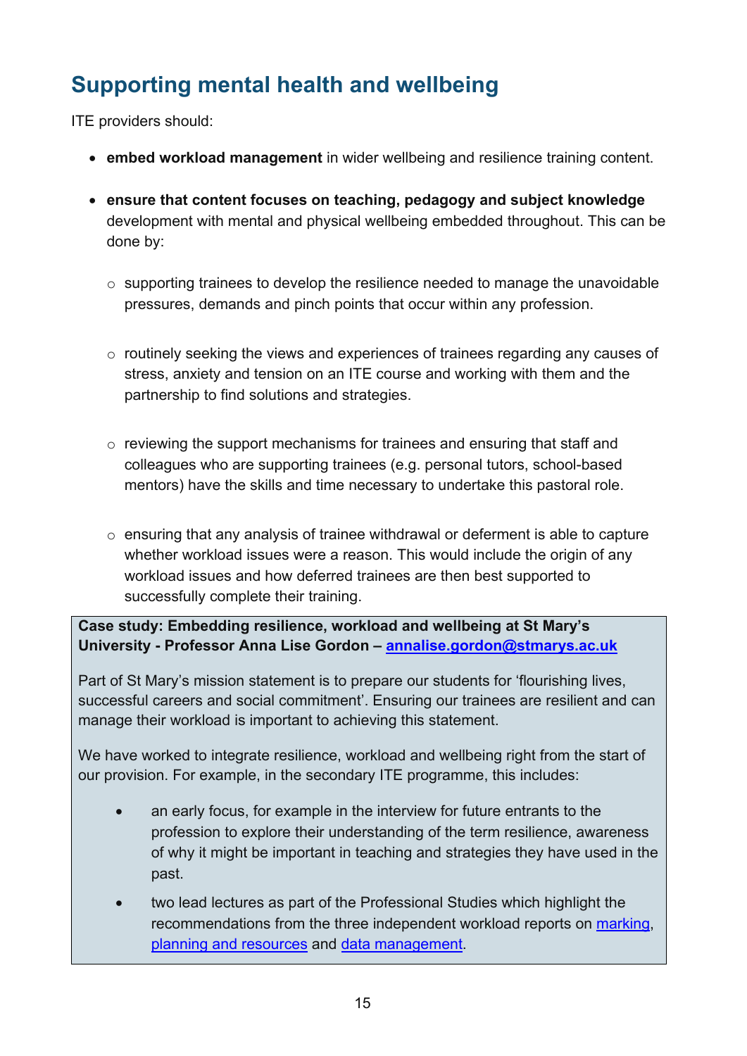## Supporting mental health and wellbeing

ITE providers should:

- **embed workload management** in wider wellbeing and resilience training content.
- **ensure that content focuses on teaching, pedagogy and subject knowledge** development with mental and physical wellbeing embedded throughout. This can be done by:
  - supporting trainees to develop the resilience needed to manage the unavoidable pressures, demands and pinch points that occur within any profession.
  - routinely seeking the views and experiences of trainees regarding any causes of stress, anxiety and tension on an ITE course and working with them and the partnership to find solutions and strategies.
  - reviewing the support mechanisms for trainees and ensuring that staff and colleagues who are supporting trainees (e.g. personal tutors, school-based mentors) have the skills and time necessary to undertake this pastoral role.
  - ensuring that any analysis of trainee withdrawal or deferment is able to capture whether workload issues were a reason. This would include the origin of any workload issues and how deferred trainees are then best supported to successfully complete their training.

**Case study: Embedding resilience, workload and wellbeing at St Mary's University - Professor Anna Lise Gordon – [annalise.gordon@stmarys.ac.uk](mailto:annalise.gordon@stmarys.ac.uk)**

Part of St Mary's mission statement is to prepare our students for 'flourishing lives, successful careers and social commitment'. Ensuring our trainees are resilient and can manage their workload is important to achieving this statement.

We have worked to integrate resilience, workload and wellbeing right from the start of our provision. For example, in the secondary ITE programme, this includes:

- an early focus, for example in the interview for future entrants to the profession to explore their understanding of the term resilience, awareness of why it might be important in teaching and strategies they have used in the past.
- two lead lectures as part of the Professional Studies which highlight the recommendations from the three independent workload reports on marking, planning and resources and data management.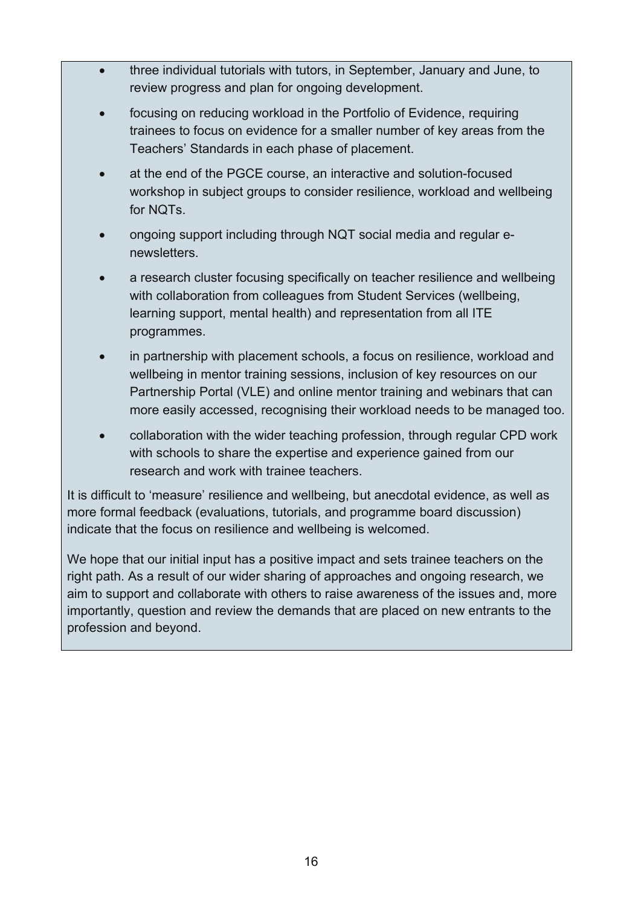- three individual tutorials with tutors, in September, January and June, to review progress and plan for ongoing development.
- focusing on reducing workload in the Portfolio of Evidence, requiring trainees to focus on evidence for a smaller number of key areas from the Teachers' Standards in each phase of placement.
- at the end of the PGCE course, an interactive and solution-focused workshop in subject groups to consider resilience, workload and wellbeing for NQTs.
- ongoing support including through NQT social media and regular e-newsletters.
- a research cluster focusing specifically on teacher resilience and wellbeing with collaboration from colleagues from Student Services (wellbeing, learning support, mental health) and representation from all ITE programmes.
- in partnership with placement schools, a focus on resilience, workload and wellbeing in mentor training sessions, inclusion of key resources on our Partnership Portal (VLE) and online mentor training and webinars that can more easily accessed, recognising their workload needs to be managed too.
- collaboration with the wider teaching profession, through regular CPD work with schools to share the expertise and experience gained from our research and work with trainee teachers.

It is difficult to 'measure' resilience and wellbeing, but anecdotal evidence, as well as more formal feedback (evaluations, tutorials, and programme board discussion) indicate that the focus on resilience and wellbeing is welcomed.

We hope that our initial input has a positive impact and sets trainee teachers on the right path. As a result of our wider sharing of approaches and ongoing research, we aim to support and collaborate with others to raise awareness of the issues and, more importantly, question and review the demands that are placed on new entrants to the profession and beyond.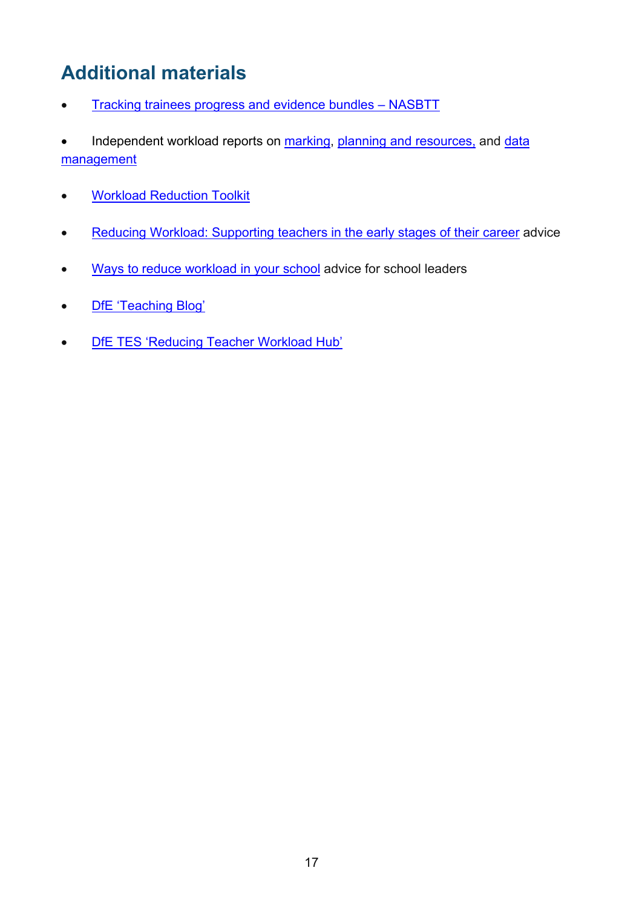## Additional materials

- Tracking trainees progress and evidence bundles – NASBTT
- Independent workload reports on marking, planning and resources, and data management
- Workload Reduction Toolkit
- Reducing Workload: Supporting teachers in the early stages of their career advice
- Ways to reduce workload in your school advice for school leaders
- DfE 'Teaching Blog'
- DfE TES 'Reducing Teacher Workload Hub'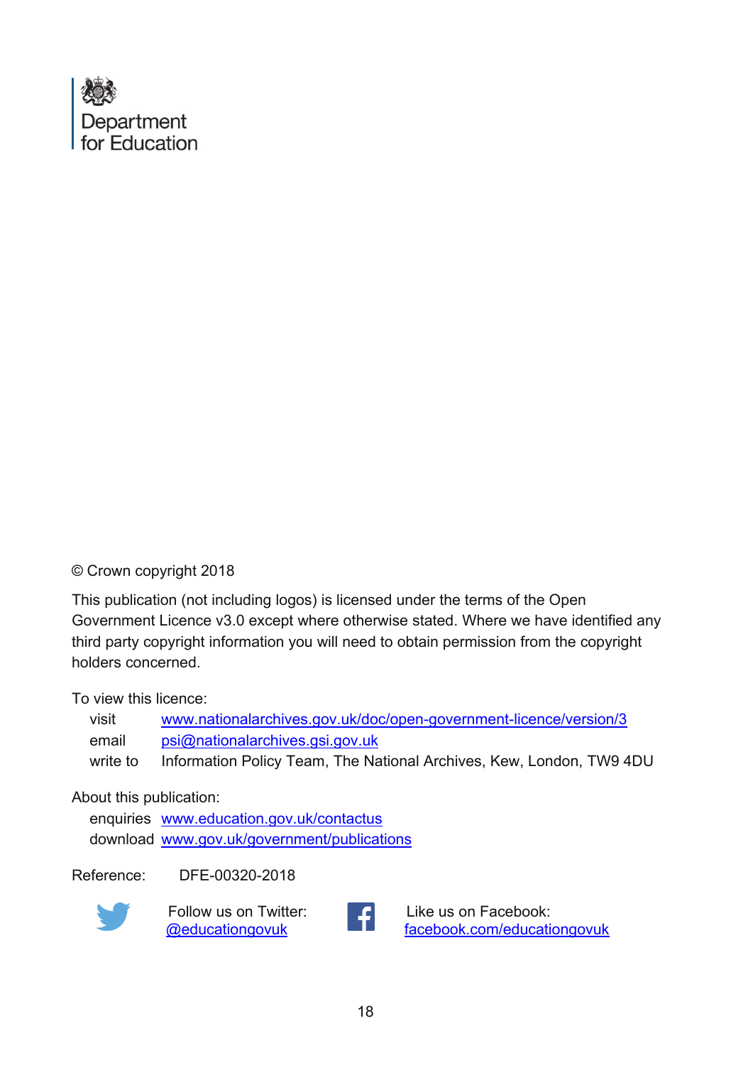Department for Education

© Crown copyright 2018

This publication (not including logos) is licensed under the terms of the Open Government Licence v3.0 except where otherwise stated. Where we have identified any third party copyright information you will need to obtain permission from the copyright holders concerned.

To view this licence:

visit www.nationalarchives.gov.uk/doc/open-government-licence/version/3
email psi@nationalarchives.gsi.gov.uk
write to Information Policy Team, The National Archives, Kew, London, TW9 4DU

About this publication:

enquiries www.education.gov.uk/contactus
download www.gov.uk/government/publications

Reference: DFE-00320-2018

Follow us on Twitter: @educationgovuk

Like us on Facebook: facebook.com/educationgovuk